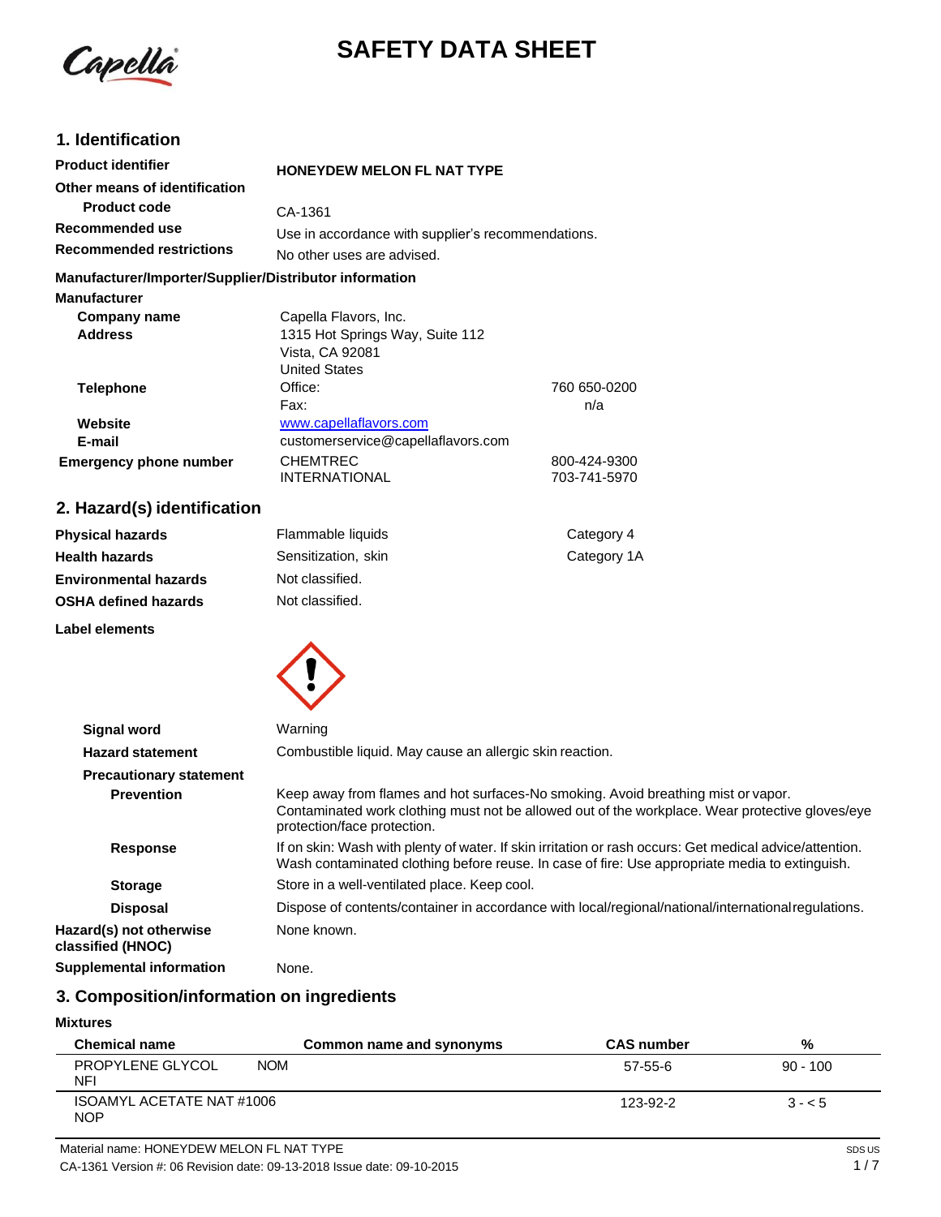# SAFETY DATA SHEET

## 1. Identification

| | | |
|---|---|---|
| **Product identifier** | **HONEYDEW MELON FL NAT TYPE** | |
| **Other means of identification** | | |
| **Product code** | CA-1361 | |
| **Recommended use** | Use in accordance with supplier's recommendations. | |
| **Recommended restrictions** | No other uses are advised. | |

**Manufacturer/Importer/Supplier/Distributor information**

**Manufacturer**

| | | |
|---|---|---|
| **Company name** | Capella Flavors, Inc. | |
| **Address** | 1315 Hot Springs Way, Suite 112<br>Vista, CA 92081<br>United States | |
| **Telephone** | Office: | 760 650-0200 |
| | Fax: | n/a |
| **Website** | www.capellaflavors.com | |
| **E-mail** | customerservice@capellaflavors.com | |
| **Emergency phone number** | CHEMTREC | 800-424-9300 |
| | INTERNATIONAL | 703-741-5970 |

## 2. Hazard(s) identification

| | | |
|---|---|---|
| **Physical hazards** | Flammable liquids | Category 4 |
| **Health hazards** | Sensitization, skin | Category 1A |
| **Environmental hazards** | Not classified. | |
| **OSHA defined hazards** | Not classified. | |

**Label elements**

**Signal word** Warning

**Hazard statement** Combustible liquid. May cause an allergic skin reaction.

**Precautionary statement**

**Prevention** Keep away from flames and hot surfaces-No smoking. Avoid breathing mist or vapor. Contaminated work clothing must not be allowed out of the workplace. Wear protective gloves/eye protection/face protection.

**Response** If on skin: Wash with plenty of water. If skin irritation or rash occurs: Get medical advice/attention. Wash contaminated clothing before reuse. In case of fire: Use appropriate media to extinguish.

**Storage** Store in a well-ventilated place. Keep cool.

**Disposal** Dispose of contents/container in accordance with local/regional/national/international regulations.

**Hazard(s) not otherwise classified (HNOC)** None known.

**Supplemental information** None.

## 3. Composition/information on ingredients

**Mixtures**

| Chemical name | Common name and synonyms | CAS number | % |
|---|---|---|---|
| PROPYLENE GLYCOL NOM NFI | | 57-55-6 | 90 - 100 |
| ISOAMYL ACETATE NAT #1006 NOP | | 123-92-2 | 3 - < 5 |

Material name: HONEYDEW MELON FL NAT TYPE

CA-1361 Version #: 06 Revision date: 09-13-2018 Issue date: 09-10-2015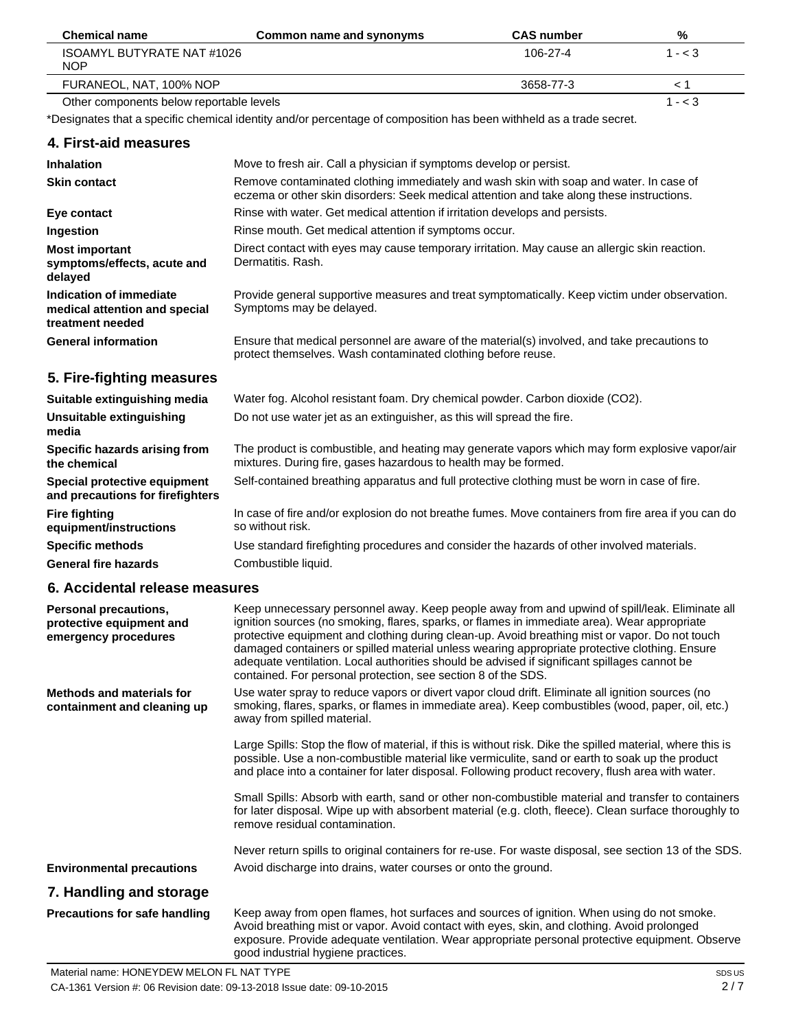| Chemical name | Common name and synonyms | CAS number | % |
|---|---|---|---|
| ISOAMYL BUTYRATE NAT #1026 NOP | | 106-27-4 | 1 - < 3 |
| FURANEOL, NAT, 100% NOP | | 3658-77-3 | < 1 |
| Other components below reportable levels | | | 1 - < 3 |

*Designates that a specific chemical identity and/or percentage of composition has been withheld as a trade secret.

## 4. First-aid measures

**Inhalation**
Move to fresh air. Call a physician if symptoms develop or persist.

**Skin contact**
Remove contaminated clothing immediately and wash skin with soap and water. In case of eczema or other skin disorders: Seek medical attention and take along these instructions.

**Eye contact**
Rinse with water. Get medical attention if irritation develops and persists.

**Ingestion**
Rinse mouth. Get medical attention if symptoms occur.

**Most important symptoms/effects, acute and delayed**
Direct contact with eyes may cause temporary irritation. May cause an allergic skin reaction. Dermatitis. Rash.

**Indication of immediate medical attention and special treatment needed**
Provide general supportive measures and treat symptomatically. Keep victim under observation. Symptoms may be delayed.

**General information**
Ensure that medical personnel are aware of the material(s) involved, and take precautions to protect themselves. Wash contaminated clothing before reuse.

## 5. Fire-fighting measures

**Suitable extinguishing media**
Water fog. Alcohol resistant foam. Dry chemical powder. Carbon dioxide ($CO_2$).

**Unsuitable extinguishing media**
Do not use water jet as an extinguisher, as this will spread the fire.

**Specific hazards arising from the chemical**
The product is combustible, and heating may generate vapors which may form explosive vapor/air mixtures. During fire, gases hazardous to health may be formed.

**Special protective equipment and precautions for firefighters**
Self-contained breathing apparatus and full protective clothing must be worn in case of fire.

**Fire fighting equipment/instructions**
In case of fire and/or explosion do not breathe fumes. Move containers from fire area if you can do so without risk.

**Specific methods**
Use standard firefighting procedures and consider the hazards of other involved materials.

**General fire hazards**
Combustible liquid.

## 6. Accidental release measures

**Personal precautions, protective equipment and emergency procedures**
Keep unnecessary personnel away. Keep people away from and upwind of spill/leak. Eliminate all ignition sources (no smoking, flares, sparks, or flames in immediate area). Wear appropriate protective equipment and clothing during clean-up. Avoid breathing mist or vapor. Do not touch damaged containers or spilled material unless wearing appropriate protective clothing. Ensure adequate ventilation. Local authorities should be advised if significant spillages cannot be contained. For personal protection, see section 8 of the SDS.

**Methods and materials for containment and cleaning up**
Use water spray to reduce vapors or divert vapor cloud drift. Eliminate all ignition sources (no smoking, flares, sparks, or flames in immediate area). Keep combustibles (wood, paper, oil, etc.) away from spilled material.

Large Spills: Stop the flow of material, if this is without risk. Dike the spilled material, where this is possible. Use a non-combustible material like vermiculite, sand or earth to soak up the product and place into a container for later disposal. Following product recovery, flush area with water.

Small Spills: Absorb with earth, sand or other non-combustible material and transfer to containers for later disposal. Wipe up with absorbent material (e.g. cloth, fleece). Clean surface thoroughly to remove residual contamination.

Never return spills to original containers for re-use. For waste disposal, see section 13 of the SDS.

**Environmental precautions**
Avoid discharge into drains, water courses or onto the ground.

## 7. Handling and storage

**Precautions for safe handling**
Keep away from open flames, hot surfaces and sources of ignition. When using do not smoke. Avoid breathing mist or vapor. Avoid contact with eyes, skin, and clothing. Avoid prolonged exposure. Provide adequate ventilation. Wear appropriate personal protective equipment. Observe good industrial hygiene practices.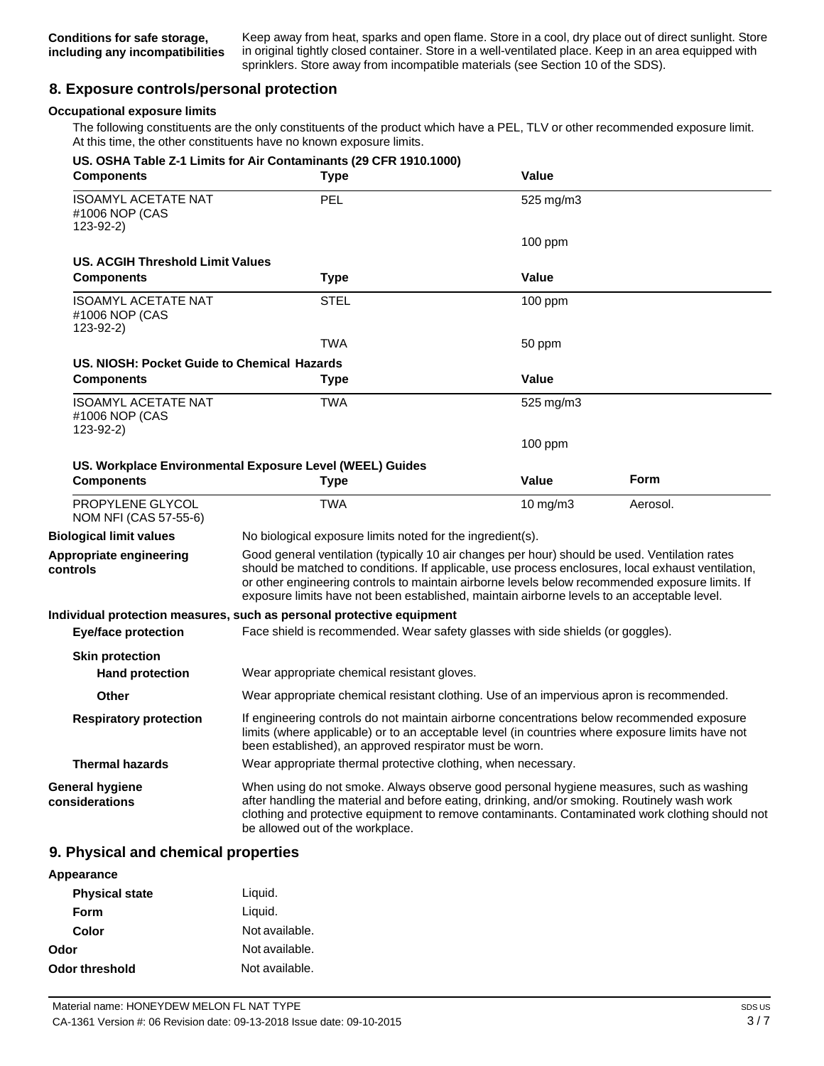**Conditions for safe storage, including any incompatibilities**
Keep away from heat, sparks and open flame. Store in a cool, dry place out of direct sunlight. Store in original tightly closed container. Store in a well-ventilated place. Keep in an area equipped with sprinklers. Store away from incompatible materials (see Section 10 of the SDS).

## 8. Exposure controls/personal protection

**Occupational exposure limits**

The following constituents are the only constituents of the product which have a PEL, TLV or other recommended exposure limit. At this time, the other constituents have no known exposure limits.

**US. OSHA Table Z-1 Limits for Air Contaminants (29 CFR 1910.1000)**

| Components | Type | Value |
|---|---|---|
| ISOAMYL ACETATE NAT #1006 NOP (CAS 123-92-2) | PEL | 525 mg/m3 |
| | | 100 ppm |

**US. ACGIH Threshold Limit Values**

| Components | Type | Value |
|---|---|---|
| ISOAMYL ACETATE NAT #1006 NOP (CAS 123-92-2) | STEL | 100 ppm |
| | TWA | 50 ppm |

**US. NIOSH: Pocket Guide to Chemical Hazards**

| Components | Type | Value |
|---|---|---|
| ISOAMYL ACETATE NAT #1006 NOP (CAS 123-92-2) | TWA | 525 mg/m3 |
| | | 100 ppm |

**US. Workplace Environmental Exposure Level (WEEL) Guides**

| Components | Type | Value | Form |
|---|---|---|---|
| PROPYLENE GLYCOL NOM NFI (CAS 57-55-6) | TWA | 10 mg/m3 | Aerosol. |

**Biological limit values**
No biological exposure limits noted for the ingredient(s).

**Appropriate engineering controls**
Good general ventilation (typically 10 air changes per hour) should be used. Ventilation rates should be matched to conditions. If applicable, use process enclosures, local exhaust ventilation, or other engineering controls to maintain airborne levels below recommended exposure limits. If exposure limits have not been established, maintain airborne levels to an acceptable level.

**Individual protection measures, such as personal protective equipment**

**Eye/face protection**
Face shield is recommended. Wear safety glasses with side shields (or goggles).

**Skin protection**

**Hand protection**
Wear appropriate chemical resistant gloves.

**Other**
Wear appropriate chemical resistant clothing. Use of an impervious apron is recommended.

**Respiratory protection**
If engineering controls do not maintain airborne concentrations below recommended exposure limits (where applicable) or to an acceptable level (in countries where exposure limits have not been established), an approved respirator must be worn.

**Thermal hazards**
Wear appropriate thermal protective clothing, when necessary.

**General hygiene considerations**
When using do not smoke. Always observe good personal hygiene measures, such as washing after handling the material and before eating, drinking, and/or smoking. Routinely wash work clothing and protective equipment to remove contaminants. Contaminated work clothing should not be allowed out of the workplace.

## 9. Physical and chemical properties

**Appearance**

| | |
|---|---|
| **Physical state** | Liquid. |
| **Form** | Liquid. |
| **Color** | Not available. |
| **Odor** | Not available. |
| **Odor threshold** | Not available. |

Material name: HONEYDEW MELON FL NAT TYPE
CA-1361 Version #: 06 Revision date: 09-13-2018 Issue date: 09-10-2015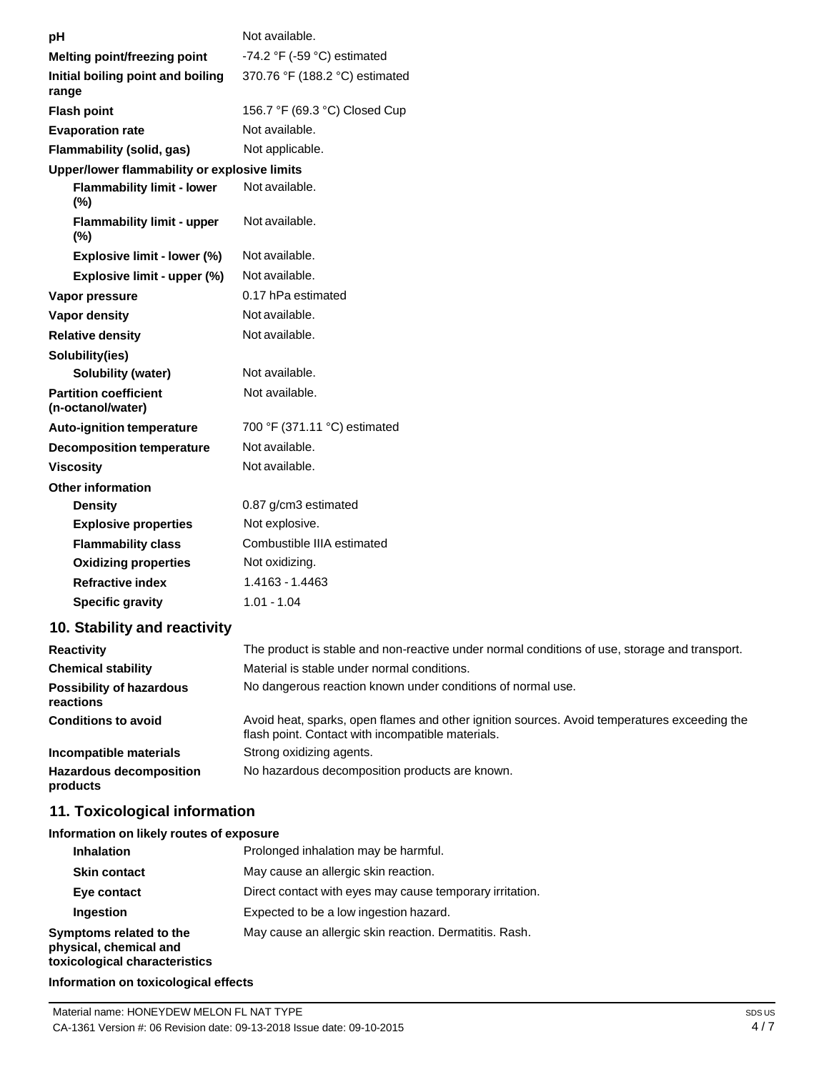| | |
|---|---|
| **pH** | Not available. |
| **Melting point/freezing point** | -74.2 °F (-59 °C) estimated |
| **Initial boiling point and boiling range** | 370.76 °F (188.2 °C) estimated |
| **Flash point** | 156.7 °F (69.3 °C) Closed Cup |
| **Evaporation rate** | Not available. |
| **Flammability (solid, gas)** | Not applicable. |
| **Upper/lower flammability or explosive limits** | |
| **Flammability limit - lower (%)** | Not available. |
| **Flammability limit - upper (%)** | Not available. |
| **Explosive limit - lower (%)** | Not available. |
| **Explosive limit - upper (%)** | Not available. |
| **Vapor pressure** | 0.17 hPa estimated |
| **Vapor density** | Not available. |
| **Relative density** | Not available. |
| **Solubility(ies)** | |
| **Solubility (water)** | Not available. |
| **Partition coefficient (n-octanol/water)** | Not available. |
| **Auto-ignition temperature** | 700 °F (371.11 °C) estimated |
| **Decomposition temperature** | Not available. |
| **Viscosity** | Not available. |
| **Other information** | |
| **Density** | 0.87 g/cm3 estimated |
| **Explosive properties** | Not explosive. |
| **Flammability class** | Combustible IIIA estimated |
| **Oxidizing properties** | Not oxidizing. |
| **Refractive index** | 1.4163 - 1.4463 |
| **Specific gravity** | 1.01 - 1.04 |

## 10. Stability and reactivity

| | |
|---|---|
| **Reactivity** | The product is stable and non-reactive under normal conditions of use, storage and transport. |
| **Chemical stability** | Material is stable under normal conditions. |
| **Possibility of hazardous reactions** | No dangerous reaction known under conditions of normal use. |
| **Conditions to avoid** | Avoid heat, sparks, open flames and other ignition sources. Avoid temperatures exceeding the flash point. Contact with incompatible materials. |
| **Incompatible materials** | Strong oxidizing agents. |
| **Hazardous decomposition products** | No hazardous decomposition products are known. |

## 11. Toxicological information

**Information on likely routes of exposure**

| | |
|---|---|
| **Inhalation** | Prolonged inhalation may be harmful. |
| **Skin contact** | May cause an allergic skin reaction. |
| **Eye contact** | Direct contact with eyes may cause temporary irritation. |
| **Ingestion** | Expected to be a low ingestion hazard. |
| **Symptoms related to the physical, chemical and toxicological characteristics** | May cause an allergic skin reaction. Dermatitis. Rash. |

**Information on toxicological effects**

Material name: HONEYDEW MELON FL NAT TYPE
CA-1361 Version #: 06 Revision date: 09-13-2018 Issue date: 09-10-2015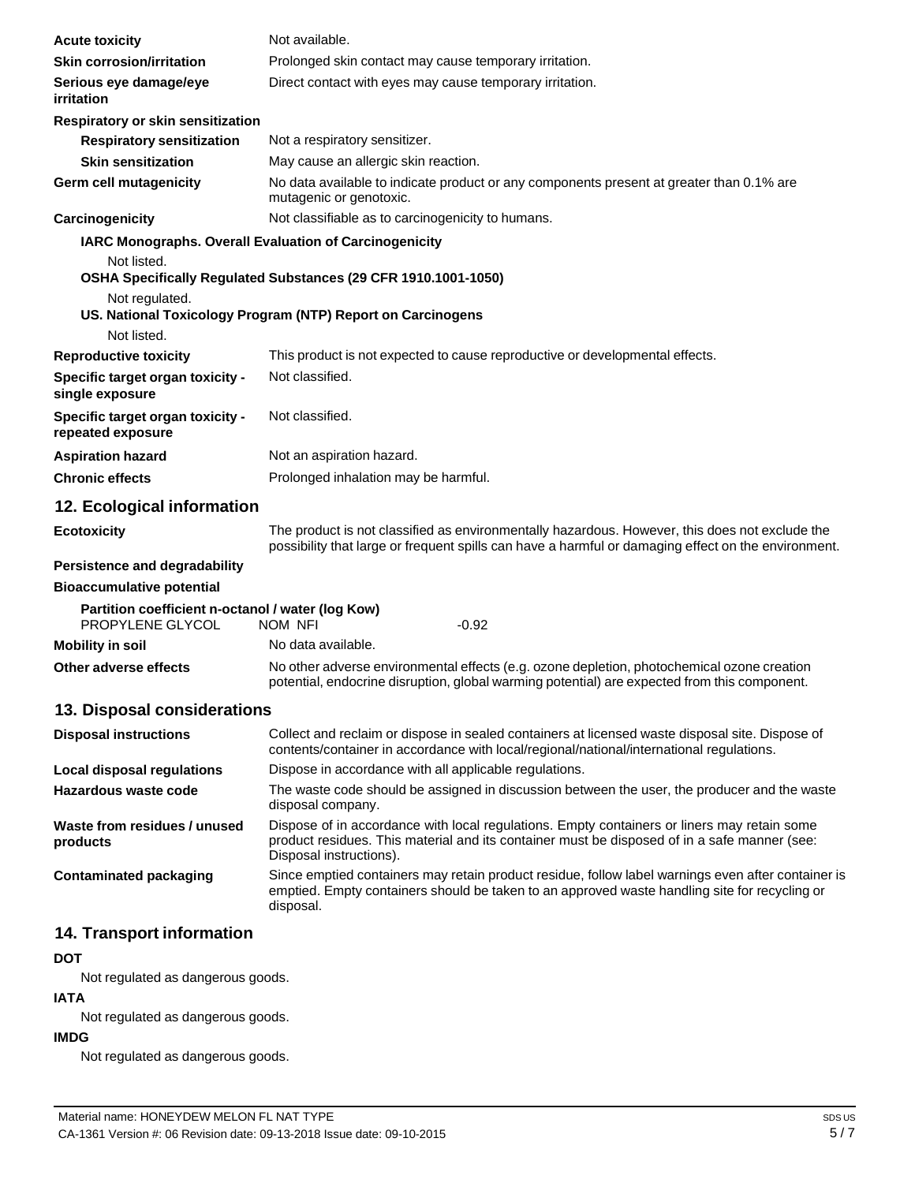| | |
|---|---|
| **Acute toxicity** | Not available. |
| **Skin corrosion/irritation** | Prolonged skin contact may cause temporary irritation. |
| **Serious eye damage/eye irritation** | Direct contact with eyes may cause temporary irritation. |
| **Respiratory or skin sensitization** | |
| **Respiratory sensitization** | Not a respiratory sensitizer. |
| **Skin sensitization** | May cause an allergic skin reaction. |
| **Germ cell mutagenicity** | No data available to indicate product or any components present at greater than 0.1% are mutagenic or genotoxic. |
| **Carcinogenicity** | Not classifiable as to carcinogenicity to humans. |

**IARC Monographs. Overall Evaluation of Carcinogenicity**

Not listed.

**OSHA Specifically Regulated Substances (29 CFR 1910.1001-1050)**

Not regulated.

**US. National Toxicology Program (NTP) Report on Carcinogens**

Not listed.

| | |
|---|---|
| **Reproductive toxicity** | This product is not expected to cause reproductive or developmental effects. |
| **Specific target organ toxicity - single exposure** | Not classified. |
| **Specific target organ toxicity - repeated exposure** | Not classified. |
| **Aspiration hazard** | Not an aspiration hazard. |
| **Chronic effects** | Prolonged inhalation may be harmful. |

## 12. Ecological information

| | |
|---|---|
| **Ecotoxicity** | The product is not classified as environmentally hazardous. However, this does not exclude the possibility that large or frequent spills can have a harmful or damaging effect on the environment. |
| **Persistence and degradability** | |
| **Bioaccumulative potential** | |

**Partition coefficient n-octanol / water (log Kow)**

| | | |
|---|---|---|
| PROPYLENE GLYCOL | NOM NFI | -0.92 |

| | |
|---|---|
| **Mobility in soil** | No data available. |
| **Other adverse effects** | No other adverse environmental effects (e.g. ozone depletion, photochemical ozone creation potential, endocrine disruption, global warming potential) are expected from this component. |

## 13. Disposal considerations

| | |
|---|---|
| **Disposal instructions** | Collect and reclaim or dispose in sealed containers at licensed waste disposal site. Dispose of contents/container in accordance with local/regional/national/international regulations. |
| **Local disposal regulations** | Dispose in accordance with all applicable regulations. |
| **Hazardous waste code** | The waste code should be assigned in discussion between the user, the producer and the waste disposal company. |
| **Waste from residues / unused products** | Dispose of in accordance with local regulations. Empty containers or liners may retain some product residues. This material and its container must be disposed of in a safe manner (see: Disposal instructions). |
| **Contaminated packaging** | Since emptied containers may retain product residue, follow label warnings even after container is emptied. Empty containers should be taken to an approved waste handling site for recycling or disposal. |

## 14. Transport information

**DOT**

Not regulated as dangerous goods.

**IATA**

Not regulated as dangerous goods.

**IMDG**

Not regulated as dangerous goods.

Material name: HONEYDEW MELON FL NAT TYPE

CA-1361 Version #: 06 Revision date: 09-13-2018 Issue date: 09-10-2015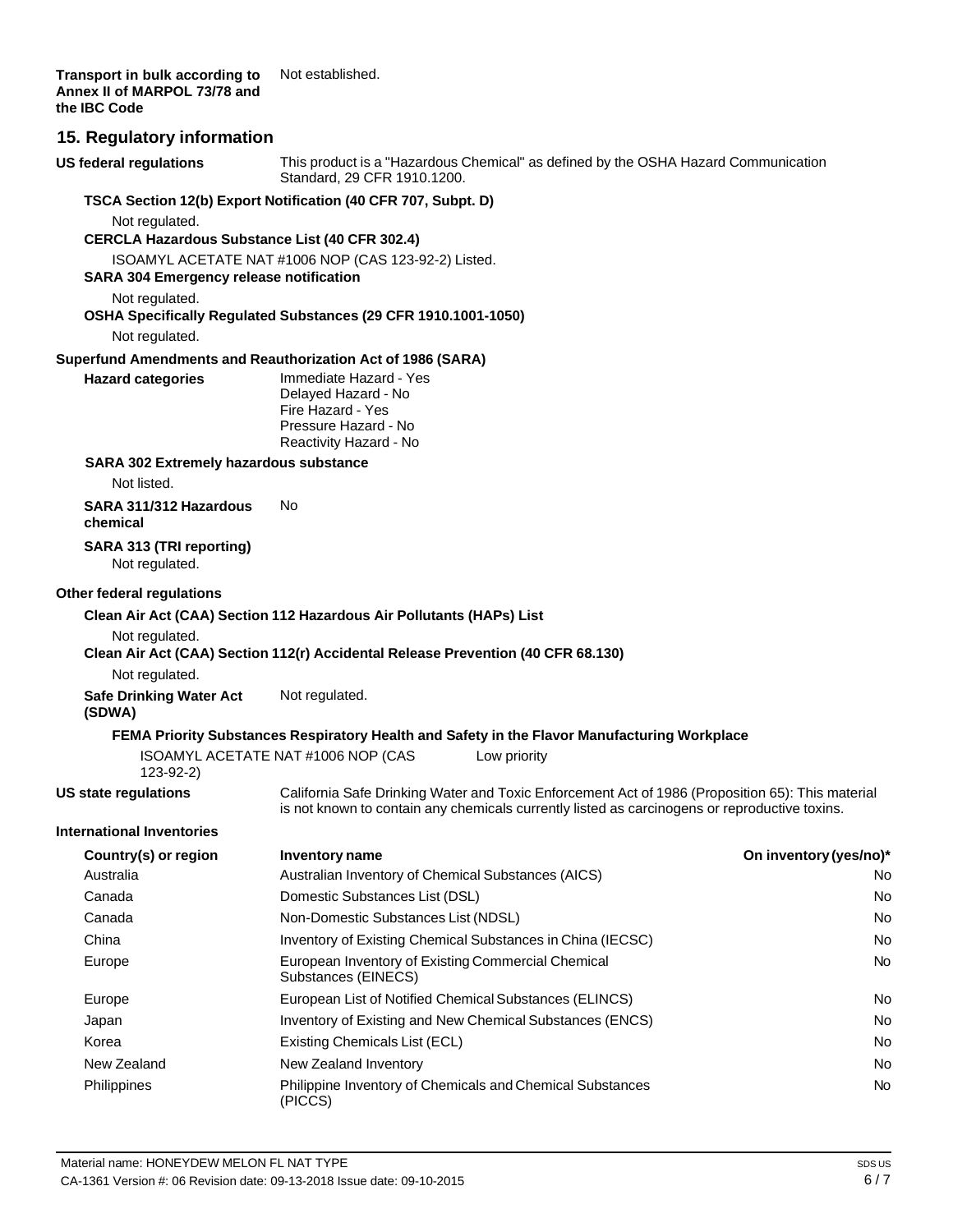**Transport in bulk according to Annex II of MARPOL 73/78 and the IBC Code** Not established.

## 15. Regulatory information

**US federal regulations** This product is a "Hazardous Chemical" as defined by the OSHA Hazard Communication Standard, 29 CFR 1910.1200.

**TSCA Section 12(b) Export Notification (40 CFR 707, Subpt. D)**

Not regulated.

**CERCLA Hazardous Substance List (40 CFR 302.4)**

ISOAMYL ACETATE NAT #1006 NOP (CAS 123-92-2) Listed.

**SARA 304 Emergency release notification**

Not regulated.

**OSHA Specifically Regulated Substances (29 CFR 1910.1001-1050)**

Not regulated.

**Superfund Amendments and Reauthorization Act of 1986 (SARA)**

**Hazard categories**
Immediate Hazard - Yes
Delayed Hazard - No
Fire Hazard - Yes
Pressure Hazard - No
Reactivity Hazard - No

**SARA 302 Extremely hazardous substance**

Not listed.

**SARA 311/312 Hazardous chemical** No

**SARA 313 (TRI reporting)**

Not regulated.

**Other federal regulations**

**Clean Air Act (CAA) Section 112 Hazardous Air Pollutants (HAPs) List**

Not regulated.

**Clean Air Act (CAA) Section 112(r) Accidental Release Prevention (40 CFR 68.130)**

Not regulated.

**Safe Drinking Water Act (SDWA)** Not regulated.

**FEMA Priority Substances Respiratory Health and Safety in the Flavor Manufacturing Workplace**

ISOAMYL ACETATE NAT #1006 NOP (CAS 123-92-2) Low priority

**US state regulations** California Safe Drinking Water and Toxic Enforcement Act of 1986 (Proposition 65): This material is not known to contain any chemicals currently listed as carcinogens or reproductive toxins.

**International Inventories**

| Country(s) or region | Inventory name | On inventory (yes/no)* |
|---|---|---|
| Australia | Australian Inventory of Chemical Substances (AICS) | No |
| Canada | Domestic Substances List (DSL) | No |
| Canada | Non-Domestic Substances List (NDSL) | No |
| China | Inventory of Existing Chemical Substances in China (IECSC) | No |
| Europe | European Inventory of Existing Commercial Chemical Substances (EINECS) | No |
| Europe | European List of Notified Chemical Substances (ELINCS) | No |
| Japan | Inventory of Existing and New Chemical Substances (ENCS) | No |
| Korea | Existing Chemicals List (ECL) | No |
| New Zealand | New Zealand Inventory | No |
| Philippines | Philippine Inventory of Chemicals and Chemical Substances (PICCS) | No |

Material name: HONEYDEW MELON FL NAT TYPE
CA-1361 Version #: 06 Revision date: 09-13-2018 Issue date: 09-10-2015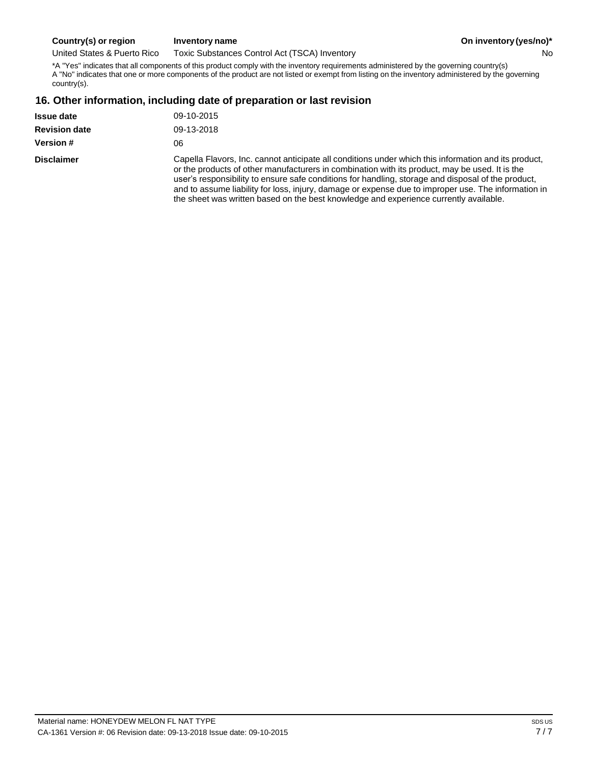| Country(s) or region | Inventory name | On inventory (yes/no)* |
| --- | --- | --- |
| United States & Puerto Rico | Toxic Substances Control Act (TSCA) Inventory | No |

*A "Yes" indicates that all components of this product comply with the inventory requirements administered by the governing country(s)
A "No" indicates that one or more components of the product are not listed or exempt from listing on the inventory administered by the governing country(s).

## 16. Other information, including date of preparation or last revision

| | |
| --- | --- |
| **Issue date** | 09-10-2015 |
| **Revision date** | 09-13-2018 |
| **Version #** | 06 |
| **Disclaimer** | Capella Flavors, Inc. cannot anticipate all conditions under which this information and its product, or the products of other manufacturers in combination with its product, may be used. It is the user's responsibility to ensure safe conditions for handling, storage and disposal of the product, and to assume liability for loss, injury, damage or expense due to improper use. The information in the sheet was written based on the best knowledge and experience currently available. |